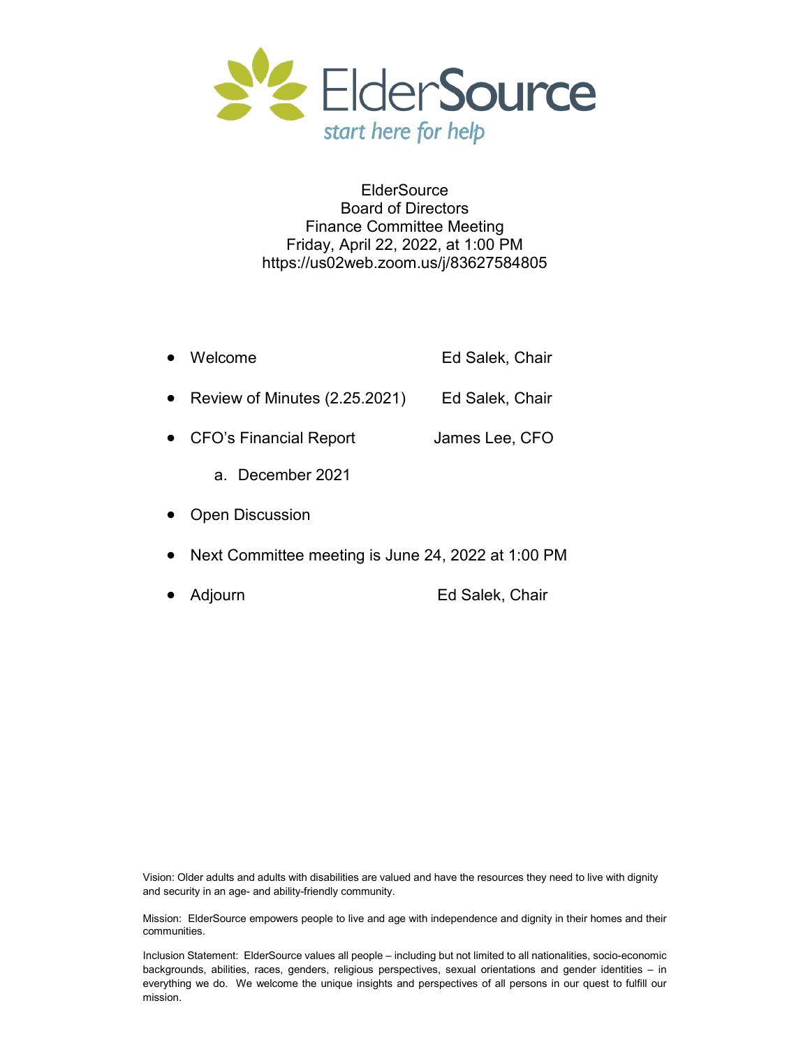ElderSource
*start here for help*

# ElderSource
## Board of Directors
## Finance Committee Meeting
Friday, April 22, 2022, at 1:00 PM
https://us02web.zoom.us/j/83627584805

- Welcome — Ed Salek, Chair
- Review of Minutes (2.25.2021) — Ed Salek, Chair
- CFO's Financial Report — James Lee, CFO
    a. December 2021
- Open Discussion
- Next Committee meeting is June 24, 2022 at 1:00 PM
- Adjourn — Ed Salek, Chair

Vision: Older adults and adults with disabilities are valued and have the resources they need to live with dignity and security in an age- and ability-friendly community.

Mission: ElderSource empowers people to live and age with independence and dignity in their homes and their communities.

Inclusion Statement: ElderSource values all people – including but not limited to all nationalities, socio-economic backgrounds, abilities, races, genders, religious perspectives, sexual orientations and gender identities – in everything we do. We welcome the unique insights and perspectives of all persons in our quest to fulfill our mission.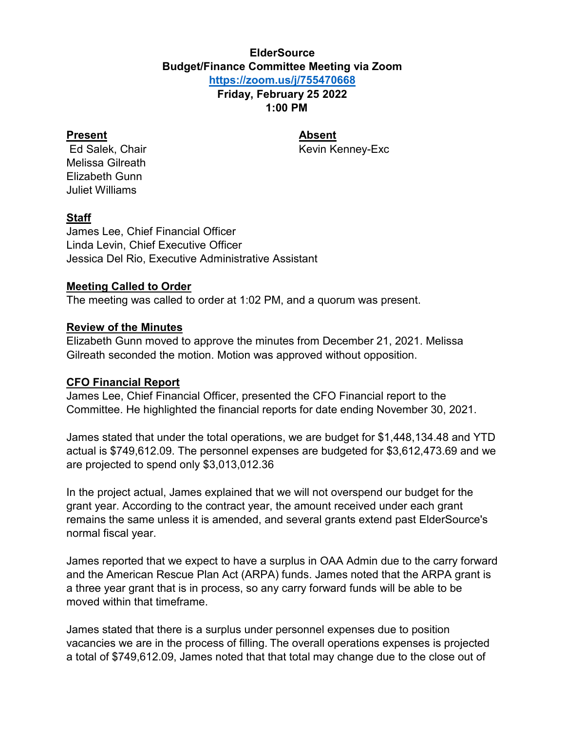**ElderSource**
**Budget/Finance Committee Meeting via Zoom**
**https://zoom.us/j/755470668**
**Friday, February 25 2022**
**1:00 PM**

**Present**
Ed Salek, Chair
Melissa Gilreath
Elizabeth Gunn
Juliet Williams

**Absent**
Kevin Kenney-Exc

**Staff**
James Lee, Chief Financial Officer
Linda Levin, Chief Executive Officer
Jessica Del Rio, Executive Administrative Assistant

**Meeting Called to Order**
The meeting was called to order at 1:02 PM, and a quorum was present.

**Review of the Minutes**
Elizabeth Gunn moved to approve the minutes from December 21, 2021. Melissa Gilreath seconded the motion. Motion was approved without opposition.

**CFO Financial Report**
James Lee, Chief Financial Officer, presented the CFO Financial report to the Committee. He highlighted the financial reports for date ending November 30, 2021.

James stated that under the total operations, we are budget for $1,448,134.48 and YTD actual is $749,612.09. The personnel expenses are budgeted for $3,612,473.69 and we are projected to spend only $3,013,012.36

In the project actual, James explained that we will not overspend our budget for the grant year. According to the contract year, the amount received under each grant remains the same unless it is amended, and several grants extend past ElderSource's normal fiscal year.

James reported that we expect to have a surplus in OAA Admin due to the carry forward and the American Rescue Plan Act (ARPA) funds. James noted that the ARPA grant is a three year grant that is in process, so any carry forward funds will be able to be moved within that timeframe.

James stated that there is a surplus under personnel expenses due to position vacancies we are in the process of filling. The overall operations expenses is projected a total of $749,612.09, James noted that that total may change due to the close out of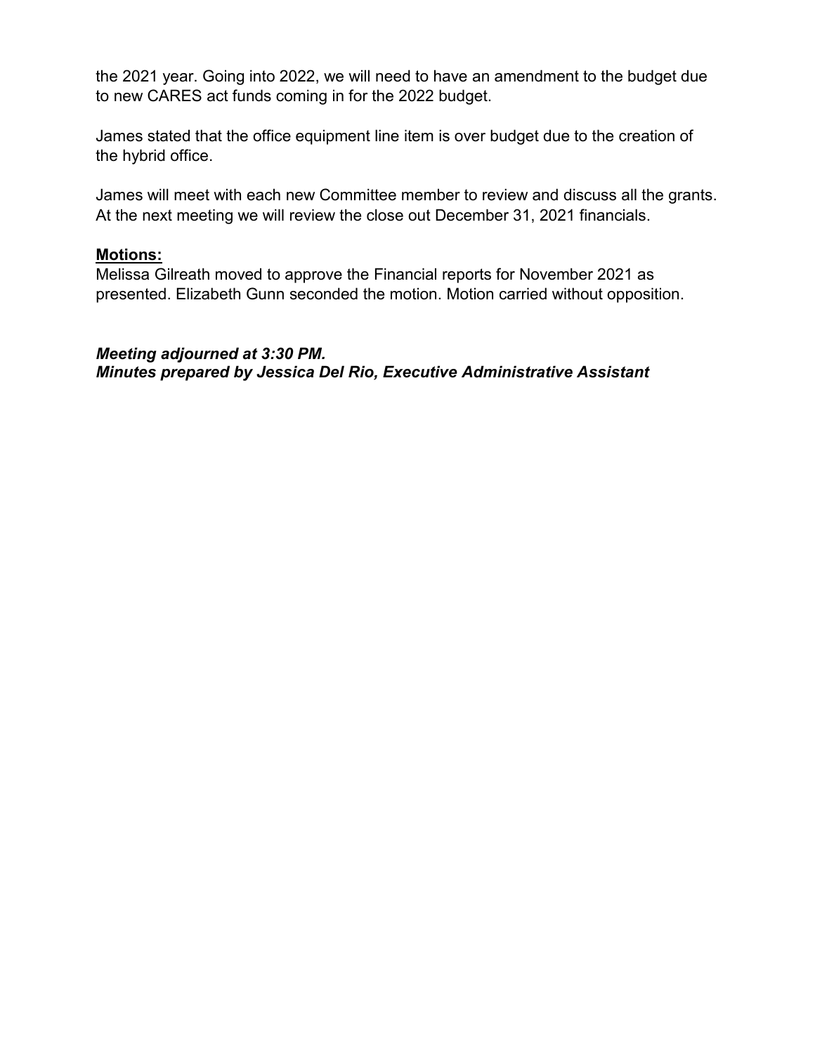the 2021 year. Going into 2022, we will need to have an amendment to the budget due to new CARES act funds coming in for the 2022 budget.

James stated that the office equipment line item is over budget due to the creation of the hybrid office.

James will meet with each new Committee member to review and discuss all the grants. At the next meeting we will review the close out December 31, 2021 financials.

**Motions:**

Melissa Gilreath moved to approve the Financial reports for November 2021 as presented. Elizabeth Gunn seconded the motion. Motion carried without opposition.

***Meeting adjourned at 3:30 PM.***
***Minutes prepared by Jessica Del Rio, Executive Administrative Assistant***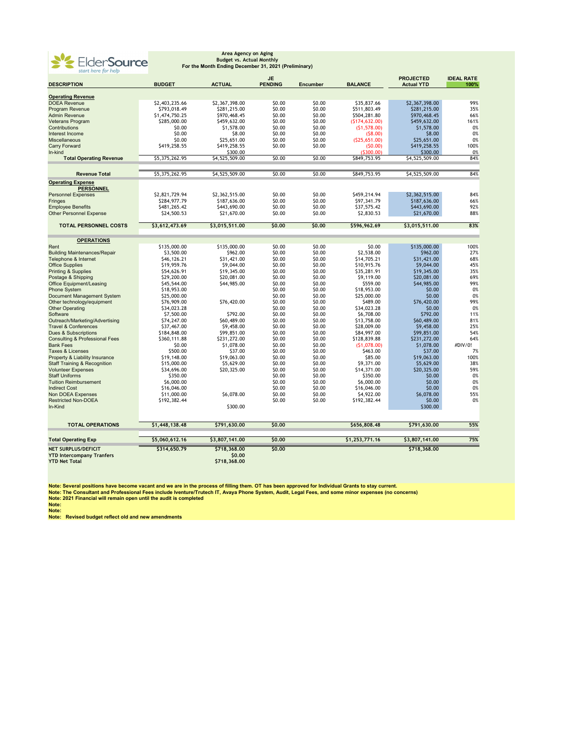ElderSource
*start here for help*

**Area Agency on Aging**
**Budget vs. Actual Monthly**
**For the Month Ending December 31, 2021 (Preliminary)**

| DESCRIPTION | BUDGET | ACTUAL | JE PENDING | Encumber | BALANCE | PROJECTED Actual YTD | IDEAL RATE 100% |
|---|---|---|---|---|---|---|---|
| **Operating Revenue** | | | | | | | |
| DOEA Revenue | $2,403,235.66 | $2,367,398.00 | $0.00 | $0.00 | $35,837.66 | $2,367,398.00 | 99% |
| Program Revenue | $793,018.49 | $281,215.00 | $0.00 | $0.00 | $511,803.49 | $281,215.00 | 35% |
| Admin Revenue | $1,474,750.25 | $970,468.45 | $0.00 | $0.00 | $504,281.80 | $970,468.45 | 66% |
| Veterans Program | $285,000.00 | $459,632.00 | $0.00 | $0.00 | ($174,632.00) | $459,632.00 | 161% |
| Contributions | $0.00 | $1,578.00 | $0.00 | $0.00 | ($1,578.00) | $1,578.00 | 0% |
| Interest Income | $0.00 | $8.00 | $0.00 | $0.00 | ($8.00) | $8.00 | 0% |
| Miscellaneous | $0.00 | $25,651.00 | $0.00 | $0.00 | ($25,651.00) | $25,651.00 | 0% |
| Carry Forward | $419,258.55 | $419,258.55 | $0.00 | $0.00 | ($0.00) | $419,258.55 | 100% |
| In-kind | | $300.00 | | | ($300.00) | $300.00 | 0% |
| **Total Operating Revenue** | $5,375,262.95 | $4,525,509.00 | $0.00 | $0.00 | $849,753.95 | $4,525,509.00 | 84% |
| **Revenue Total** | $5,375,262.95 | $4,525,509.00 | $0.00 | $0.00 | $849,753.95 | $4,525,509.00 | 84% |
| **Operating Expense** | | | | | | | |
| **PERSONNEL** | | | | | | | |
| Personnel Expenses | $2,821,729.94 | $2,362,515.00 | $0.00 | $0.00 | $459,214.94 | $2,362,515.00 | 84% |
| Fringes | $284,977.79 | $187,636.00 | $0.00 | $0.00 | $97,341.79 | $187,636.00 | 66% |
| Employee Benefits | $481,265.42 | $443,690.00 | $0.00 | $0.00 | $37,575.42 | $443,690.00 | 92% |
| Other Personnel Expense | $24,500.53 | $21,670.00 | $0.00 | $0.00 | $2,830.53 | $21,670.00 | 88% |
| **TOTAL PERSONNEL COSTS** | **$3,612,473.69** | **$3,015,511.00** | **$0.00** | **$0.00** | **$596,962.69** | **$3,015,511.00** | **83%** |
| **OPERATIONS** | | | | | | | |
| Rent | $135,000.00 | $135,000.00 | $0.00 | $0.00 | $0.00 | $135,000.00 | 100% |
| Building Maintenances/Repair | $3,500.00 | $962.00 | $0.00 | $0.00 | $2,538.00 | $962.00 | 27% |
| Telephone & Internet | $46,126.21 | $31,421.00 | $0.00 | $0.00 | $14,705.21 | $31,421.00 | 68% |
| Office Supplies | $19,959.76 | $9,044.00 | $0.00 | $0.00 | $10,915.76 | $9,044.00 | 45% |
| Printing & Supplies | $54,626.91 | $19,345.00 | $0.00 | $0.00 | $35,281.91 | $19,345.00 | 35% |
| Postage & Shipping | $29,200.00 | $20,081.00 | $0.00 | $0.00 | $9,119.00 | $20,081.00 | 69% |
| Office Equipment/Leasing | $45,544.00 | $44,985.00 | $0.00 | $0.00 | $559.00 | $44,985.00 | 99% |
| Phone System | $18,953.00 | | $0.00 | $0.00 | $18,953.00 | $0.00 | 0% |
| Document Management System | $25,000.00 | | $0.00 | $0.00 | $25,000.00 | $0.00 | 0% |
| Other technology/equipment | $76,909.00 | $76,420.00 | $0.00 | $0.00 | $489.00 | $76,420.00 | 99% |
| Other Operating | $34,023.28 | | $0.00 | $0.00 | $34,023.28 | $0.00 | 0% |
| Software | $7,500.00 | $792.00 | $0.00 | $0.00 | $6,708.00 | $792.00 | 11% |
| Outreach/Marketing/Advertising | $74,247.00 | $60,489.00 | $0.00 | $0.00 | $13,758.00 | $60,489.00 | 81% |
| Travel & Conferences | $37,467.00 | $9,458.00 | $0.00 | $0.00 | $28,009.00 | $9,458.00 | 25% |
| Dues & Subscriptions | $184,848.00 | $99,851.00 | $0.00 | $0.00 | $84,997.00 | $99,851.00 | 54% |
| Consulting & Professional Fees | $360,111.88 | $231,272.00 | $0.00 | $0.00 | $128,839.88 | $231,272.00 | 64% |
| Bank Fees | $0.00 | $1,078.00 | $0.00 | $0.00 | ($1,078.00) | $1,078.00 | #DIV/0! |
| Taxes & Licenses | $500.00 | $37.00 | $0.00 | $0.00 | $463.00 | $37.00 | 7% |
| Property & Liability Insurance | $19,148.00 | $19,063.00 | $0.00 | $0.00 | $85.00 | $19,063.00 | 100% |
| Staff Training & Recognition | $15,000.00 | $5,629.00 | $0.00 | $0.00 | $9,371.00 | $5,629.00 | 38% |
| Volunteer Expenses | $34,696.00 | $20,325.00 | $0.00 | $0.00 | $14,371.00 | $20,325.00 | 59% |
| Staff Uniforms | $350.00 | | $0.00 | $0.00 | $350.00 | $0.00 | 0% |
| Tuition Reimbursement | $6,000.00 | | $0.00 | $0.00 | $6,000.00 | $0.00 | 0% |
| Indirect Cost | $16,046.00 | | $0.00 | $0.00 | $16,046.00 | $0.00 | 0% |
| Non DOEA Expenses | $11,000.00 | $6,078.00 | $0.00 | $0.00 | $4,922.00 | $6,078.00 | 55% |
| Restricted Non-DOEA | $192,382.44 | | $0.00 | $0.00 | $192,382.44 | $0.00 | 0% |
| In-Kind | | $300.00 | | | | $300.00 | |
| **TOTAL OPERATIONS** | **$1,448,138.48** | **$791,630.00** | **$0.00** | | **$656,808.48** | **$791,630.00** | **55%** |
| **Total Operating Exp** | **$5,060,612.16** | **$3,807,141.00** | **$0.00** | | **$1,253,771.16** | **$3,807,141.00** | **75%** |
| **NET SURPLUS/DEFICIT** | **$314,650.79** | **$718,368.00** | **$0.00** | | | **$718,368.00** | |
| **YTD Intercompany Tranfers** | | **$0.00** | | | | | |
| **YTD Net Total** | | **$718,368.00** | | | | | |

**Note: Several positions have become vacant and we are in the process of filling them. OT has been approved for Individual Grants to stay current.**
**Note: The Consultant and Professional Fees include Iventure/Trutech IT, Avaya Phone System, Audit, Legal Fees, and some minor expenses (no concerns)**
**Note: 2021 Financial will remain open until the audit is completed**
**Note:**
**Note:**
**Note: Revised budget reflect old and new amendments**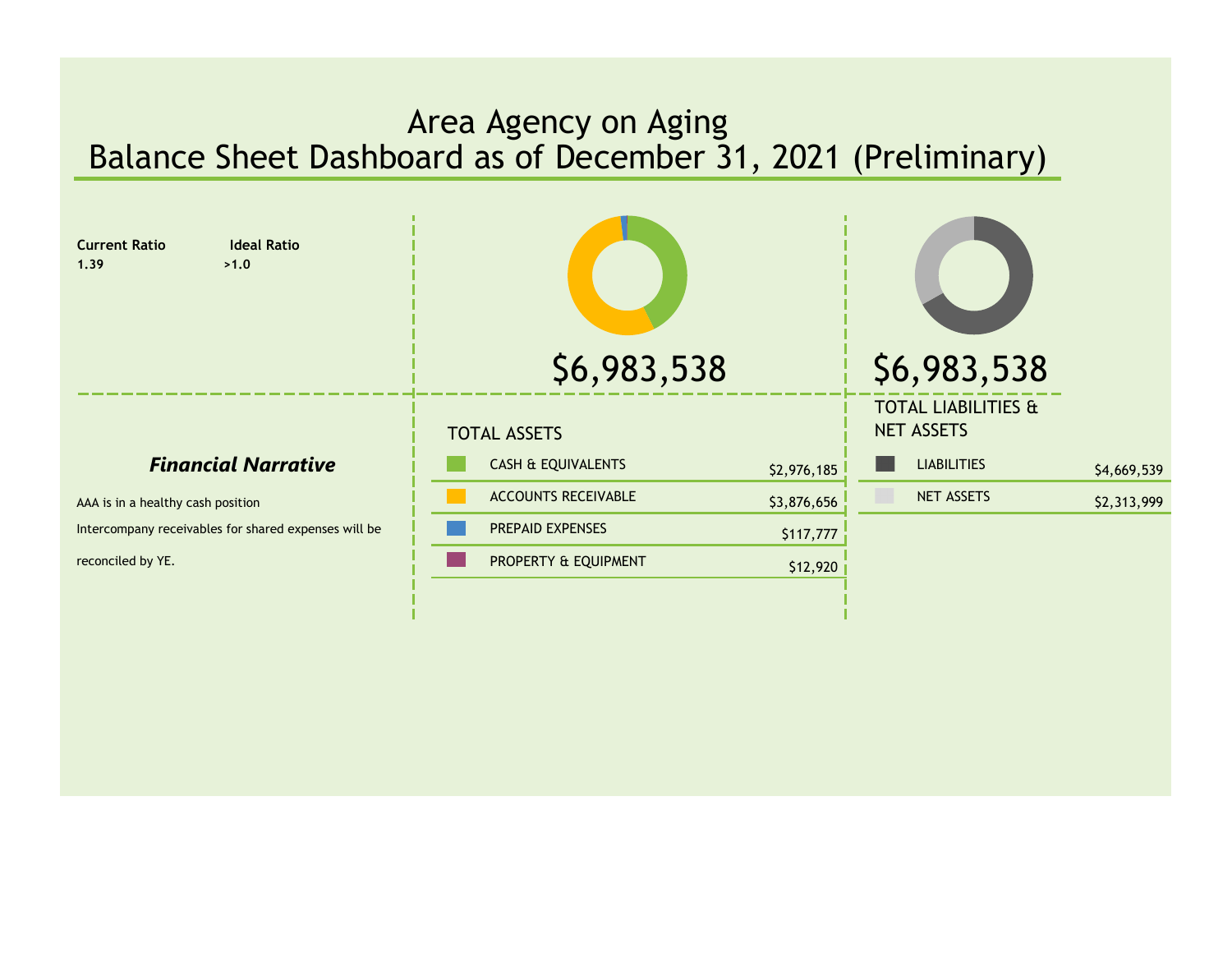# Area Agency on Aging
# Balance Sheet Dashboard as of December 31, 2021 (Preliminary)

| Current Ratio | Ideal Ratio |
|---|---|
| 1.39 | >1.0 |

## $6,983,538

### TOTAL ASSETS

| | |
|---|---|
| CASH & EQUIVALENTS | $2,976,185 |
| ACCOUNTS RECEIVABLE | $3,876,656 |
| PREPAID EXPENSES | $117,777 |
| PROPERTY & EQUIPMENT | $12,920 |

## $6,983,538

### TOTAL LIABILITIES & NET ASSETS

| | |
|---|---|
| LIABILITIES | $4,669,539 |
| NET ASSETS | $2,313,999 |

### *Financial Narrative*

AAA is in a healthy cash position

Intercompany receivables for shared expenses will be reconciled by YE.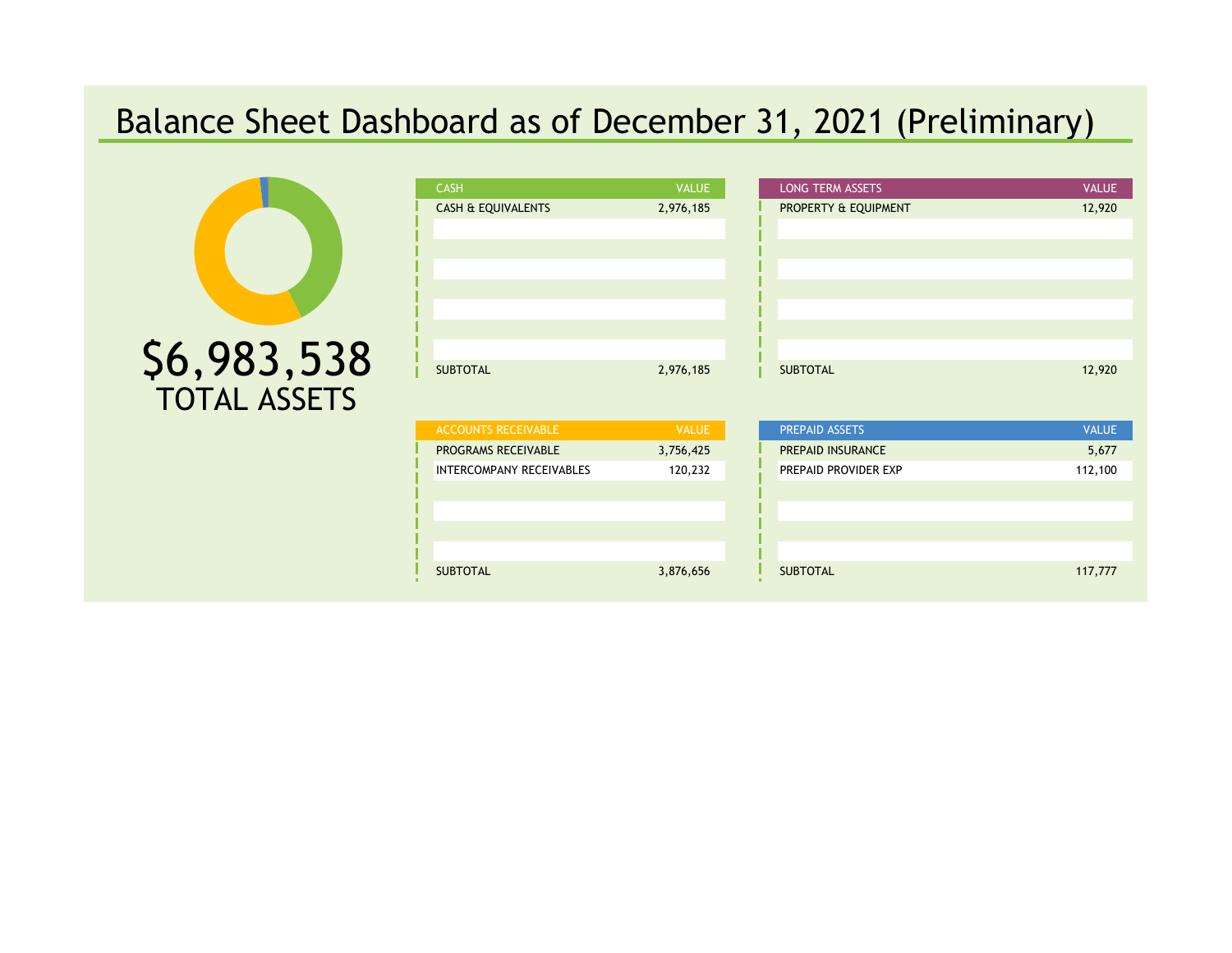# Balance Sheet Dashboard as of December 31, 2021 (Preliminary)

**$6,983,538**
**TOTAL ASSETS**

| CASH | VALUE |
| --- | --- |
| CASH & EQUIVALENTS | 2,976,185 |
| SUBTOTAL | 2,976,185 |

| LONG TERM ASSETS | VALUE |
| --- | --- |
| PROPERTY & EQUIPMENT | 12,920 |
| SUBTOTAL | 12,920 |

| ACCOUNTS RECEIVABLE | VALUE |
| --- | --- |
| PROGRAMS RECEIVABLE | 3,756,425 |
| INTERCOMPANY RECEIVABLES | 120,232 |
| SUBTOTAL | 3,876,656 |

| PREPAID ASSETS | VALUE |
| --- | --- |
| PREPAID INSURANCE | 5,677 |
| PREPAID PROVIDER EXP | 112,100 |
| SUBTOTAL | 117,777 |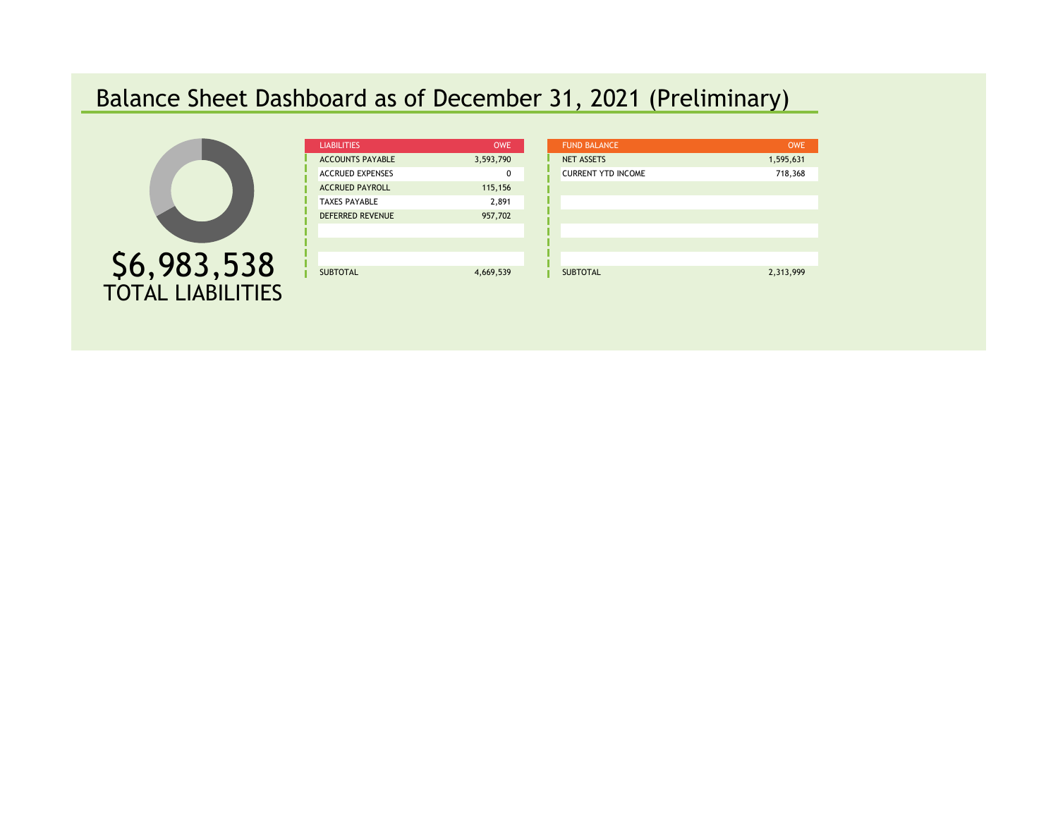# Balance Sheet Dashboard as of December 31, 2021 (Preliminary)

$6,983,538
TOTAL LIABILITIES

| LIABILITIES | OWE |
|---|---|
| ACCOUNTS PAYABLE | 3,593,790 |
| ACCRUED EXPENSES | 0 |
| ACCRUED PAYROLL | 115,156 |
| TAXES PAYABLE | 2,891 |
| DEFERRED REVENUE | 957,702 |
| | |
| | |
| SUBTOTAL | 4,669,539 |

| FUND BALANCE | OWE |
|---|---|
| NET ASSETS | 1,595,631 |
| CURRENT YTD INCOME | 718,368 |
| | |
| | |
| | |
| | |
| | |
| SUBTOTAL | 2,313,999 |